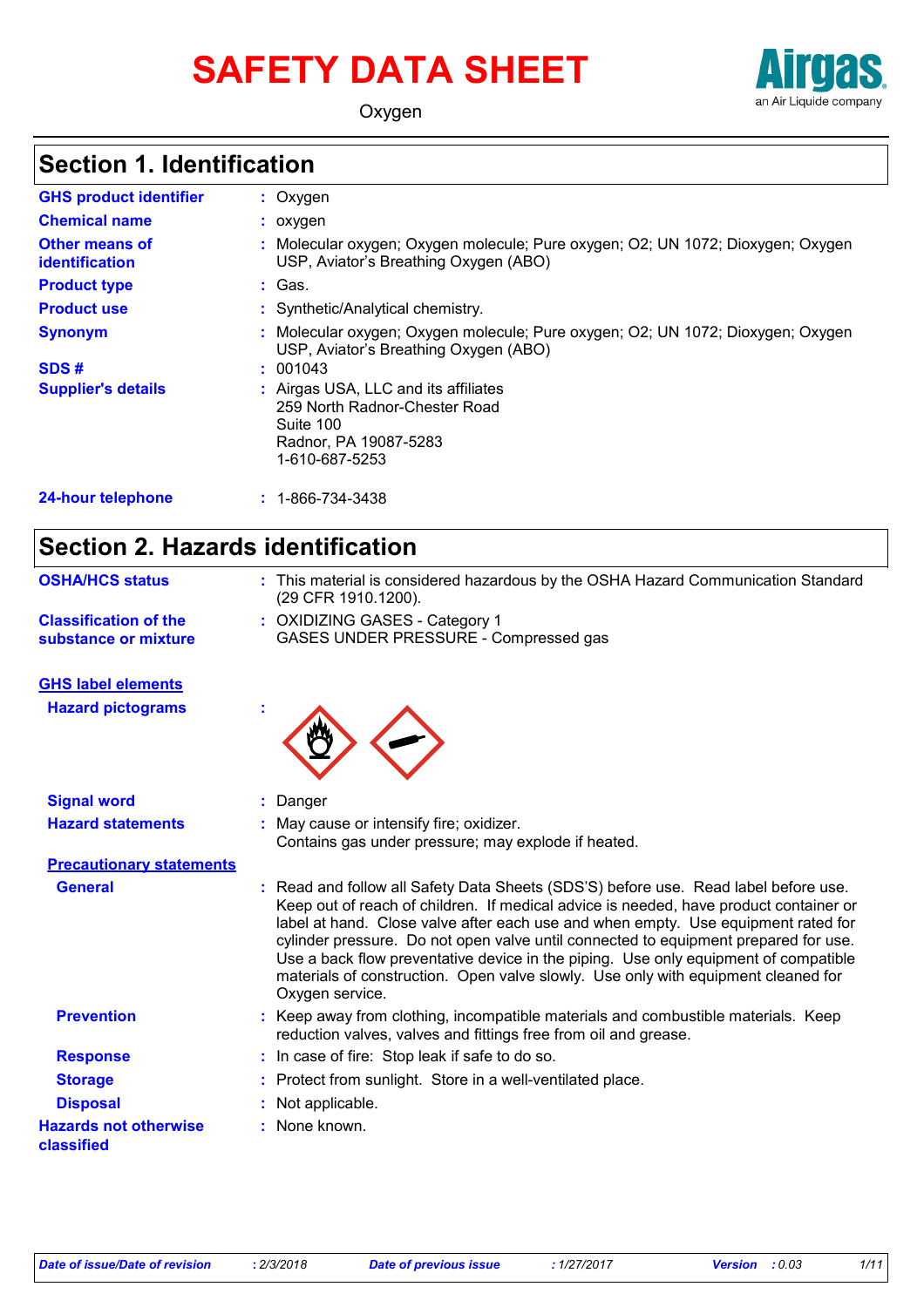# SAFETY DATA SHEET

Oxygen

## Section 1. Identification

| | |
|---|---|
| **GHS product identifier** | : Oxygen |
| **Chemical name** | : oxygen |
| **Other means of identification** | : Molecular oxygen; Oxygen molecule; Pure oxygen; O2; UN 1072; Dioxygen; Oxygen USP, Aviator's Breathing Oxygen (ABO) |
| **Product type** | : Gas. |
| **Product use** | : Synthetic/Analytical chemistry. |
| **Synonym** | : Molecular oxygen; Oxygen molecule; Pure oxygen; O2; UN 1072; Dioxygen; Oxygen USP, Aviator's Breathing Oxygen (ABO) |
| **SDS #** | : 001043 |
| **Supplier's details** | : Airgas USA, LLC and its affiliates<br>259 North Radnor-Chester Road<br>Suite 100<br>Radnor, PA 19087-5283<br>1-610-687-5253 |
| **24-hour telephone** | : 1-866-734-3438 |

## Section 2. Hazards identification

| | |
|---|---|
| **OSHA/HCS status** | : This material is considered hazardous by the OSHA Hazard Communication Standard (29 CFR 1910.1200). |
| **Classification of the substance or mixture** | : OXIDIZING GASES - Category 1<br>GASES UNDER PRESSURE - Compressed gas |

**GHS label elements**

| | |
|---|---|
| **Hazard pictograms** | : |
| **Signal word** | : Danger |
| **Hazard statements** | : May cause or intensify fire; oxidizer.<br>Contains gas under pressure; may explode if heated. |

**Precautionary statements**

| | |
|---|---|
| **General** | : Read and follow all Safety Data Sheets (SDS'S) before use. Read label before use. Keep out of reach of children. If medical advice is needed, have product container or label at hand. Close valve after each use and when empty. Use equipment rated for cylinder pressure. Do not open valve until connected to equipment prepared for use. Use a back flow preventative device in the piping. Use only equipment of compatible materials of construction. Open valve slowly. Use only with equipment cleaned for Oxygen service. |
| **Prevention** | : Keep away from clothing, incompatible materials and combustible materials. Keep reduction valves, valves and fittings free from oil and grease. |
| **Response** | : In case of fire: Stop leak if safe to do so. |
| **Storage** | : Protect from sunlight. Store in a well-ventilated place. |
| **Disposal** | : Not applicable. |
| **Hazards not otherwise classified** | : None known. |

| Date of issue/Date of revision | : 2/3/2018 | Date of previous issue | : 1/27/2017 | Version | : 0.03 |
|---|---|---|---|---|---|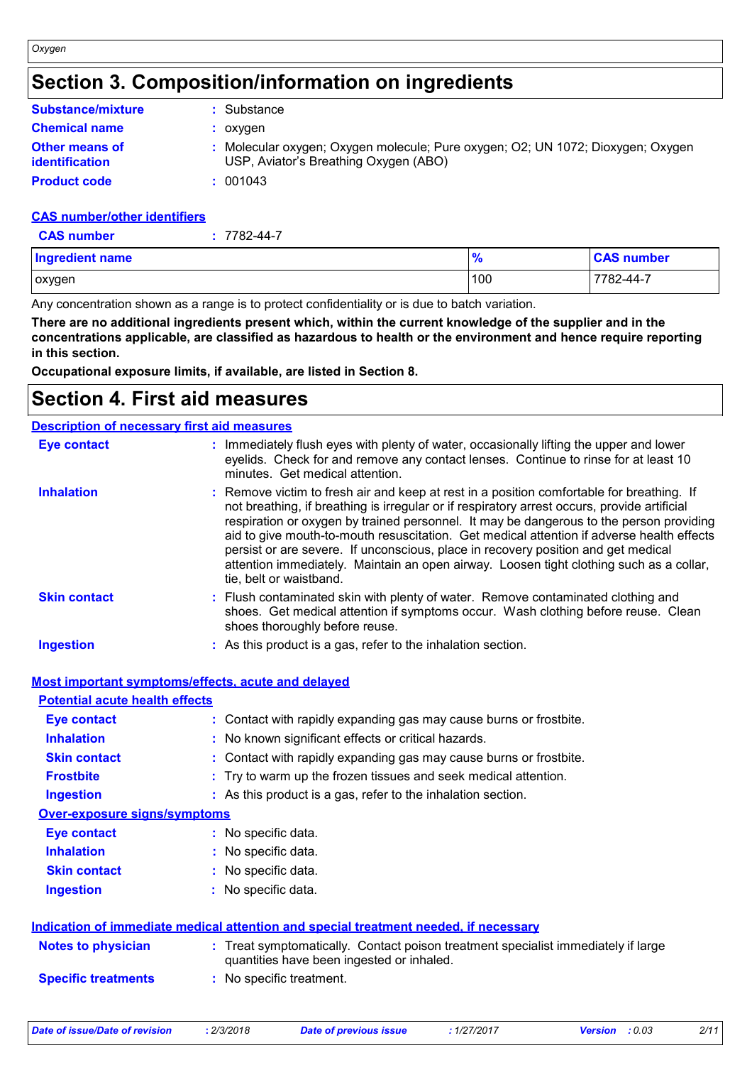# Section 3. Composition/information on ingredients

**Substance/mixture** : Substance

**Chemical name** : oxygen

**Other means of identification** : Molecular oxygen; Oxygen molecule; Pure oxygen; O2; UN 1072; Dioxygen; Oxygen USP, Aviator's Breathing Oxygen (ABO)

**Product code** : 001043

**CAS number/other identifiers**

**CAS number** : 7782-44-7

| Ingredient name | % | CAS number |
|---|---|---|
| oxygen | 100 | 7782-44-7 |

Any concentration shown as a range is to protect confidentiality or is due to batch variation.

**There are no additional ingredients present which, within the current knowledge of the supplier and in the concentrations applicable, are classified as hazardous to health or the environment and hence require reporting in this section.**

**Occupational exposure limits, if available, are listed in Section 8.**

# Section 4. First aid measures

## Description of necessary first aid measures

**Eye contact** : Immediately flush eyes with plenty of water, occasionally lifting the upper and lower eyelids. Check for and remove any contact lenses. Continue to rinse for at least 10 minutes. Get medical attention.

**Inhalation** : Remove victim to fresh air and keep at rest in a position comfortable for breathing. If not breathing, if breathing is irregular or if respiratory arrest occurs, provide artificial respiration or oxygen by trained personnel. It may be dangerous to the person providing aid to give mouth-to-mouth resuscitation. Get medical attention if adverse health effects persist or are severe. If unconscious, place in recovery position and get medical attention immediately. Maintain an open airway. Loosen tight clothing such as a collar, tie, belt or waistband.

**Skin contact** : Flush contaminated skin with plenty of water. Remove contaminated clothing and shoes. Get medical attention if symptoms occur. Wash clothing before reuse. Clean shoes thoroughly before reuse.

**Ingestion** : As this product is a gas, refer to the inhalation section.

## Most important symptoms/effects, acute and delayed

### Potential acute health effects

**Eye contact** : Contact with rapidly expanding gas may cause burns or frostbite.

**Inhalation** : No known significant effects or critical hazards.

**Skin contact** : Contact with rapidly expanding gas may cause burns or frostbite.

**Frostbite** : Try to warm up the frozen tissues and seek medical attention.

**Ingestion** : As this product is a gas, refer to the inhalation section.

### Over-exposure signs/symptoms

**Eye contact** : No specific data.

**Inhalation** : No specific data.

**Skin contact** : No specific data.

**Ingestion** : No specific data.

## Indication of immediate medical attention and special treatment needed, if necessary

**Notes to physician** : Treat symptomatically. Contact poison treatment specialist immediately if large quantities have been ingested or inhaled.

**Specific treatments** : No specific treatment.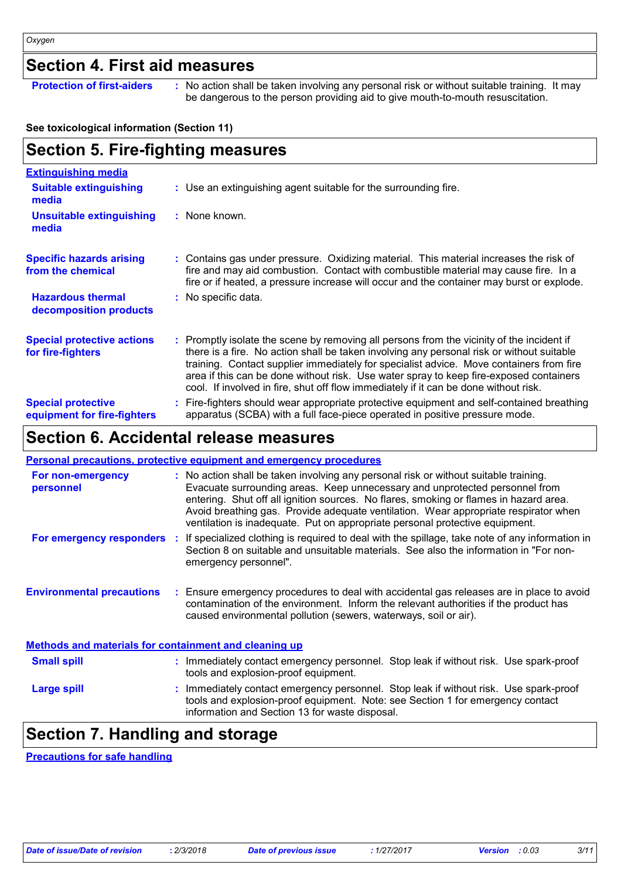## Section 4. First aid measures

**Protection of first-aiders** : No action shall be taken involving any personal risk or without suitable training. It may be dangerous to the person providing aid to give mouth-to-mouth resuscitation.

**See toxicological information (Section 11)**

## Section 5. Fire-fighting measures

**Extinguishing media**

**Suitable extinguishing media** : Use an extinguishing agent suitable for the surrounding fire.

**Unsuitable extinguishing media** : None known.

**Specific hazards arising from the chemical** : Contains gas under pressure. Oxidizing material. This material increases the risk of fire and may aid combustion. Contact with combustible material may cause fire. In a fire or if heated, a pressure increase will occur and the container may burst or explode.

**Hazardous thermal decomposition products** : No specific data.

**Special protective actions for fire-fighters** : Promptly isolate the scene by removing all persons from the vicinity of the incident if there is a fire. No action shall be taken involving any personal risk or without suitable training. Contact supplier immediately for specialist advice. Move containers from fire area if this can be done without risk. Use water spray to keep fire-exposed containers cool. If involved in fire, shut off flow immediately if it can be done without risk.

**Special protective equipment for fire-fighters** : Fire-fighters should wear appropriate protective equipment and self-contained breathing apparatus (SCBA) with a full face-piece operated in positive pressure mode.

## Section 6. Accidental release measures

**Personal precautions, protective equipment and emergency procedures**

**For non-emergency personnel** : No action shall be taken involving any personal risk or without suitable training. Evacuate surrounding areas. Keep unnecessary and unprotected personnel from entering. Shut off all ignition sources. No flares, smoking or flames in hazard area. Avoid breathing gas. Provide adequate ventilation. Wear appropriate respirator when ventilation is inadequate. Put on appropriate personal protective equipment.

**For emergency responders** : If specialized clothing is required to deal with the spillage, take note of any information in Section 8 on suitable and unsuitable materials. See also the information in "For non-emergency personnel".

**Environmental precautions** : Ensure emergency procedures to deal with accidental gas releases are in place to avoid contamination of the environment. Inform the relevant authorities if the product has caused environmental pollution (sewers, waterways, soil or air).

**Methods and materials for containment and cleaning up**

**Small spill** : Immediately contact emergency personnel. Stop leak if without risk. Use spark-proof tools and explosion-proof equipment.

**Large spill** : Immediately contact emergency personnel. Stop leak if without risk. Use spark-proof tools and explosion-proof equipment. Note: see Section 1 for emergency contact information and Section 13 for waste disposal.

## Section 7. Handling and storage

**Precautions for safe handling**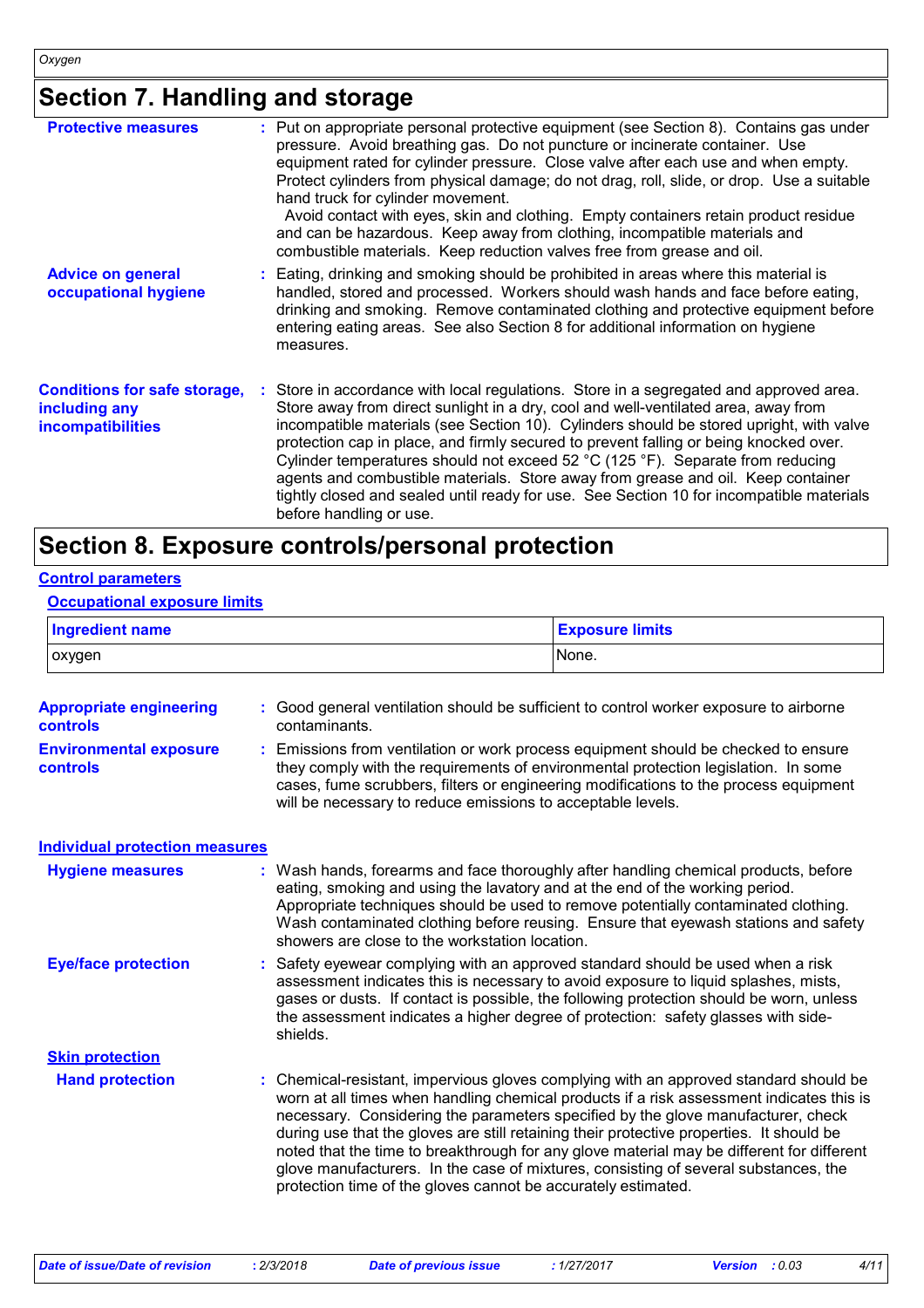# Section 7. Handling and storage

**Protective measures** : Put on appropriate personal protective equipment (see Section 8). Contains gas under pressure. Avoid breathing gas. Do not puncture or incinerate container. Use equipment rated for cylinder pressure. Close valve after each use and when empty. Protect cylinders from physical damage; do not drag, roll, slide, or drop. Use a suitable hand truck for cylinder movement.
Avoid contact with eyes, skin and clothing. Empty containers retain product residue and can be hazardous. Keep away from clothing, incompatible materials and combustible materials. Keep reduction valves free from grease and oil.

**Advice on general occupational hygiene** : Eating, drinking and smoking should be prohibited in areas where this material is handled, stored and processed. Workers should wash hands and face before eating, drinking and smoking. Remove contaminated clothing and protective equipment before entering eating areas. See also Section 8 for additional information on hygiene measures.

**Conditions for safe storage, including any incompatibilities** : Store in accordance with local regulations. Store in a segregated and approved area. Store away from direct sunlight in a dry, cool and well-ventilated area, away from incompatible materials (see Section 10). Cylinders should be stored upright, with valve protection cap in place, and firmly secured to prevent falling or being knocked over. Cylinder temperatures should not exceed 52 °C (125 °F). Separate from reducing agents and combustible materials. Store away from grease and oil. Keep container tightly closed and sealed until ready for use. See Section 10 for incompatible materials before handling or use.

# Section 8. Exposure controls/personal protection

## Control parameters

### Occupational exposure limits

| Ingredient name | Exposure limits |
|---|---|
| oxygen | None. |

**Appropriate engineering controls** : Good general ventilation should be sufficient to control worker exposure to airborne contaminants.

**Environmental exposure controls** : Emissions from ventilation or work process equipment should be checked to ensure they comply with the requirements of environmental protection legislation. In some cases, fume scrubbers, filters or engineering modifications to the process equipment will be necessary to reduce emissions to acceptable levels.

## Individual protection measures

**Hygiene measures** : Wash hands, forearms and face thoroughly after handling chemical products, before eating, smoking and using the lavatory and at the end of the working period. Appropriate techniques should be used to remove potentially contaminated clothing. Wash contaminated clothing before reusing. Ensure that eyewash stations and safety showers are close to the workstation location.

**Eye/face protection** : Safety eyewear complying with an approved standard should be used when a risk assessment indicates this is necessary to avoid exposure to liquid splashes, mists, gases or dusts. If contact is possible, the following protection should be worn, unless the assessment indicates a higher degree of protection: safety glasses with side-shields.

### Skin protection

**Hand protection** : Chemical-resistant, impervious gloves complying with an approved standard should be worn at all times when handling chemical products if a risk assessment indicates this is necessary. Considering the parameters specified by the glove manufacturer, check during use that the gloves are still retaining their protective properties. It should be noted that the time to breakthrough for any glove material may be different for different glove manufacturers. In the case of mixtures, consisting of several substances, the protection time of the gloves cannot be accurately estimated.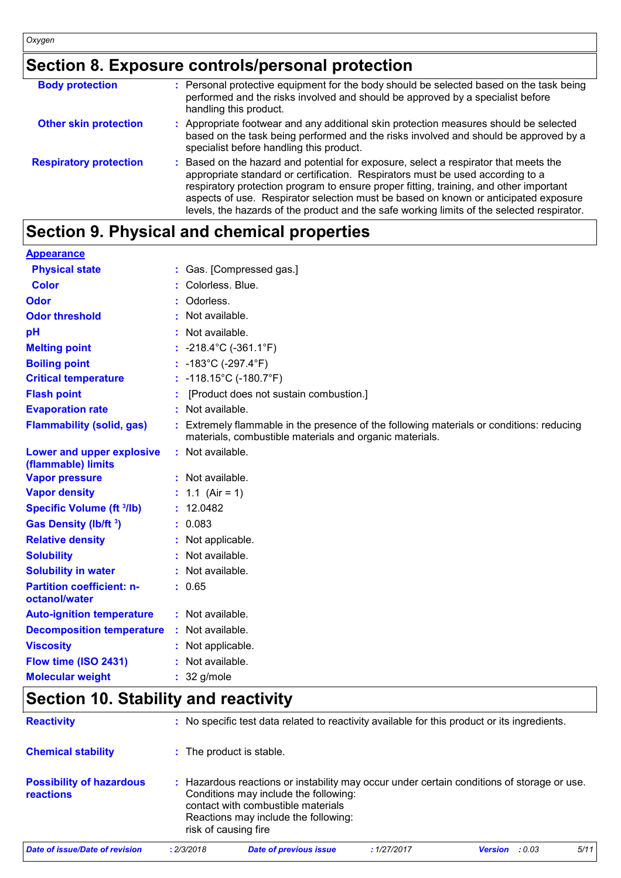## Section 8. Exposure controls/personal protection

| | |
|---|---|
| **Body protection** | : Personal protective equipment for the body should be selected based on the task being performed and the risks involved and should be approved by a specialist before handling this product. |
| **Other skin protection** | : Appropriate footwear and any additional skin protection measures should be selected based on the task being performed and the risks involved and should be approved by a specialist before handling this product. |
| **Respiratory protection** | : Based on the hazard and potential for exposure, select a respirator that meets the appropriate standard or certification. Respirators must be used according to a respiratory protection program to ensure proper fitting, training, and other important aspects of use. Respirator selection must be based on known or anticipated exposure levels, the hazards of the product and the safe working limits of the selected respirator. |

## Section 9. Physical and chemical properties

**Appearance**

| | |
|---|---|
| **Physical state** | : Gas. [Compressed gas.] |
| **Color** | : Colorless. Blue. |
| **Odor** | : Odorless. |
| **Odor threshold** | : Not available. |
| **pH** | : Not available. |
| **Melting point** | : -218.4°C (-361.1°F) |
| **Boiling point** | : -183°C (-297.4°F) |
| **Critical temperature** | : -118.15°C (-180.7°F) |
| **Flash point** | : [Product does not sustain combustion.] |
| **Evaporation rate** | : Not available. |
| **Flammability (solid, gas)** | : Extremely flammable in the presence of the following materials or conditions: reducing materials, combustible materials and organic materials. |
| **Lower and upper explosive (flammable) limits** | : Not available. |
| **Vapor pressure** | : Not available. |
| **Vapor density** | : 1.1 (Air = 1) |
| **Specific Volume ($ft^3/lb$)** | : 12.0482 |
| **Gas Density ($lb/ft^3$)** | : 0.083 |
| **Relative density** | : Not applicable. |
| **Solubility** | : Not available. |
| **Solubility in water** | : Not available. |
| **Partition coefficient: n-octanol/water** | : 0.65 |
| **Auto-ignition temperature** | : Not available. |
| **Decomposition temperature** | : Not available. |
| **Viscosity** | : Not applicable. |
| **Flow time (ISO 2431)** | : Not available. |
| **Molecular weight** | : 32 g/mole |

## Section 10. Stability and reactivity

| | |
|---|---|
| **Reactivity** | : No specific test data related to reactivity available for this product or its ingredients. |
| **Chemical stability** | : The product is stable. |
| **Possibility of hazardous reactions** | : Hazardous reactions or instability may occur under certain conditions of storage or use. Conditions may include the following: contact with combustible materials. Reactions may include the following: risk of causing fire |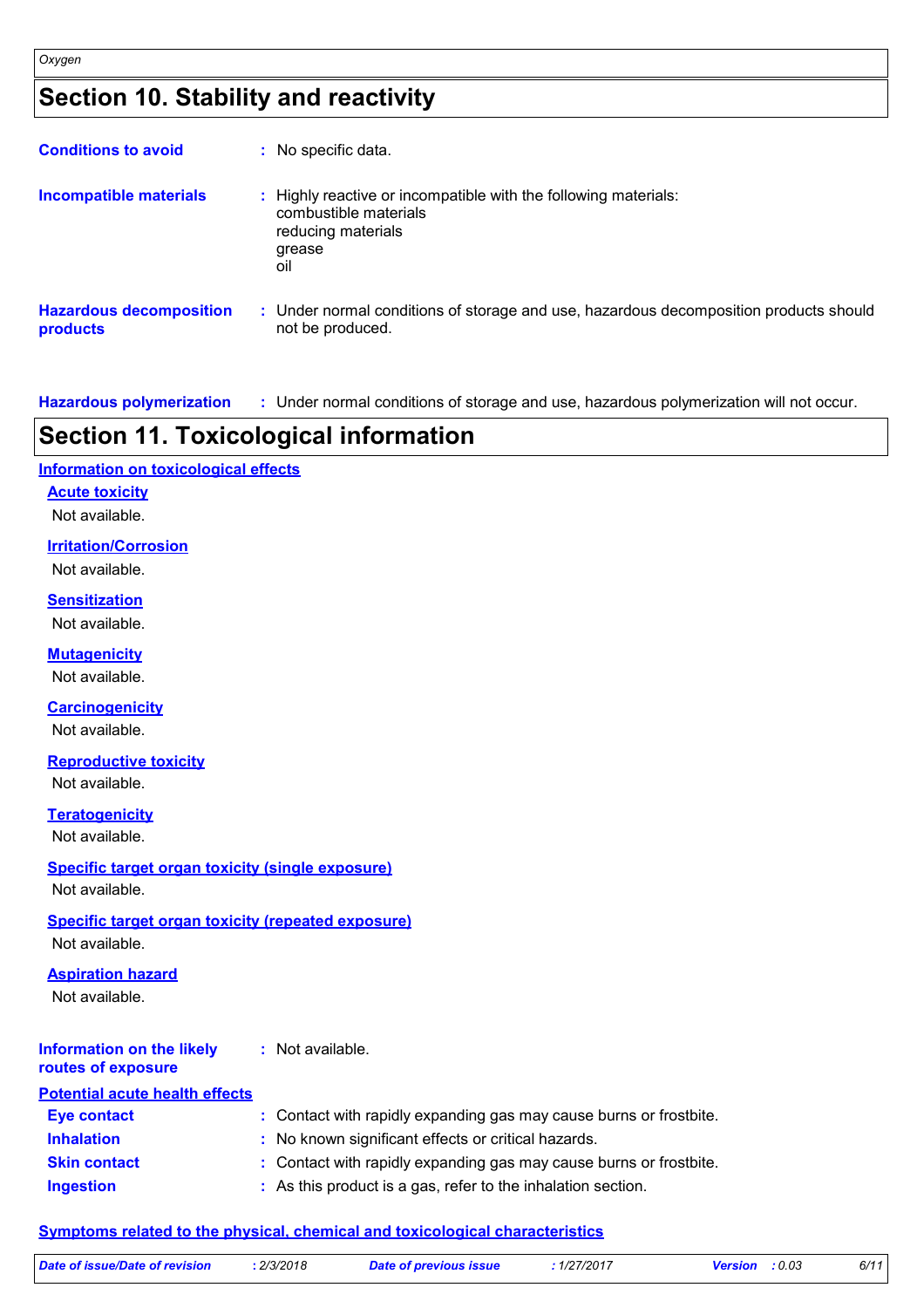## Section 10. Stability and reactivity

**Conditions to avoid** : No specific data.

**Incompatible materials** : Highly reactive or incompatible with the following materials:
combustible materials
reducing materials
grease
oil

**Hazardous decomposition products** : Under normal conditions of storage and use, hazardous decomposition products should not be produced.

**Hazardous polymerization** : Under normal conditions of storage and use, hazardous polymerization will not occur.

## Section 11. Toxicological information

### Information on toxicological effects

#### Acute toxicity

Not available.

#### Irritation/Corrosion

Not available.

#### Sensitization

Not available.

#### Mutagenicity

Not available.

#### Carcinogenicity

Not available.

#### Reproductive toxicity

Not available.

#### Teratogenicity

Not available.

#### Specific target organ toxicity (single exposure)

Not available.

#### Specific target organ toxicity (repeated exposure)

Not available.

#### Aspiration hazard

Not available.

**Information on the likely routes of exposure** : Not available.

### Potential acute health effects

**Eye contact** : Contact with rapidly expanding gas may cause burns or frostbite.

**Inhalation** : No known significant effects or critical hazards.

**Skin contact** : Contact with rapidly expanding gas may cause burns or frostbite.

**Ingestion** : As this product is a gas, refer to the inhalation section.

### Symptoms related to the physical, chemical and toxicological characteristics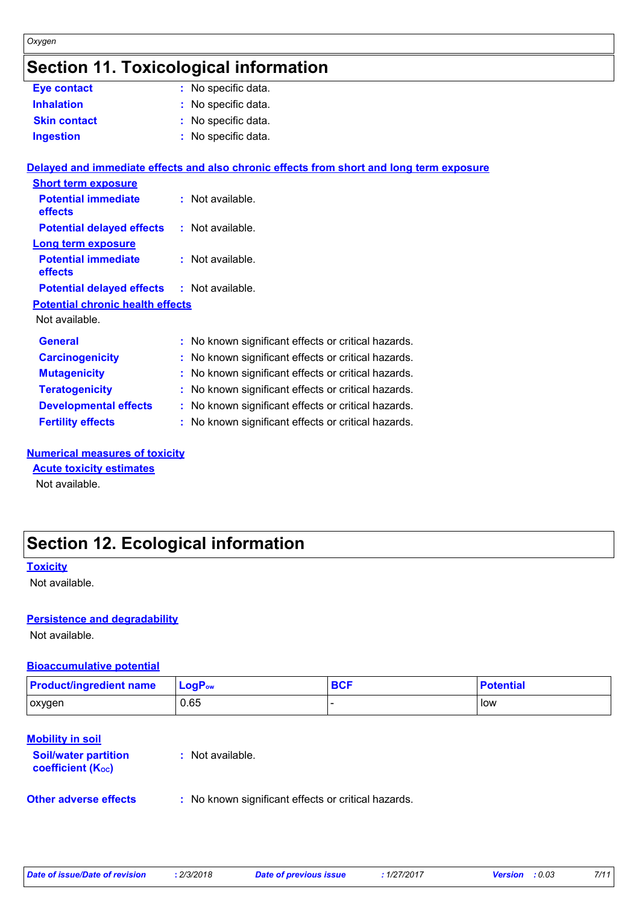## Section 11. Toxicological information

**Eye contact** : No specific data.

**Inhalation** : No specific data.

**Skin contact** : No specific data.

**Ingestion** : No specific data.

**Delayed and immediate effects and also chronic effects from short and long term exposure**

**Short term exposure**

**Potential immediate effects** : Not available.

**Potential delayed effects** : Not available.

**Long term exposure**

**Potential immediate effects** : Not available.

**Potential delayed effects** : Not available.

**Potential chronic health effects**

Not available.

**General** : No known significant effects or critical hazards.

**Carcinogenicity** : No known significant effects or critical hazards.

**Mutagenicity** : No known significant effects or critical hazards.

**Teratogenicity** : No known significant effects or critical hazards.

**Developmental effects** : No known significant effects or critical hazards.

**Fertility effects** : No known significant effects or critical hazards.

**Numerical measures of toxicity**

**Acute toxicity estimates**

Not available.

## Section 12. Ecological information

**Toxicity**

Not available.

**Persistence and degradability**

Not available.

**Bioaccumulative potential**

| Product/ingredient name | $LogP_{ow}$ | BCF | Potential |
|---|---|---|---|
| oxygen | 0.65 | - | low |

**Mobility in soil**

**Soil/water partition coefficient ($K_{OC}$)** : Not available.

**Other adverse effects** : No known significant effects or critical hazards.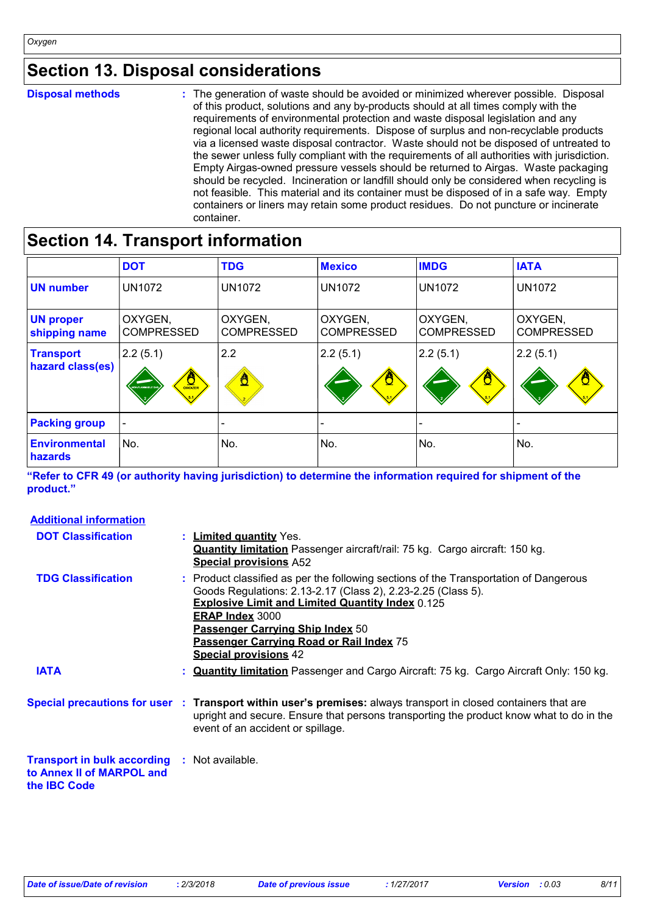## Section 13. Disposal considerations

**Disposal methods** : The generation of waste should be avoided or minimized wherever possible. Disposal of this product, solutions and any by-products should at all times comply with the requirements of environmental protection and waste disposal legislation and any regional local authority requirements. Dispose of surplus and non-recyclable products via a licensed waste disposal contractor. Waste should not be disposed of untreated to the sewer unless fully compliant with the requirements of all authorities with jurisdiction. Empty Airgas-owned pressure vessels should be returned to Airgas. Waste packaging should be recycled. Incineration or landfill should only be considered when recycling is not feasible. This material and its container must be disposed of in a safe way. Empty containers or liners may retain some product residues. Do not puncture or incinerate container.

## Section 14. Transport information

| | DOT | TDG | Mexico | IMDG | IATA |
|---|---|---|---|---|---|
| UN number | UN1072 | UN1072 | UN1072 | UN1072 | UN1072 |
| UN proper shipping name | OXYGEN, COMPRESSED | OXYGEN, COMPRESSED | OXYGEN, COMPRESSED | OXYGEN, COMPRESSED | OXYGEN, COMPRESSED |
| Transport hazard class(es) | 2.2 (5.1) | 2.2 | 2.2 (5.1) | 2.2 (5.1) | 2.2 (5.1) |
| Packing group | - | - | - | - | - |
| Environmental hazards | No. | No. | No. | No. | No. |

**"Refer to CFR 49 (or authority having jurisdiction) to determine the information required for shipment of the product."**

**Additional information**

**DOT Classification** : **Limited quantity** Yes.
**Quantity limitation** Passenger aircraft/rail: 75 kg. Cargo aircraft: 150 kg.
**Special provisions** A52

**TDG Classification** : Product classified as per the following sections of the Transportation of Dangerous Goods Regulations: 2.13-2.17 (Class 2), 2.23-2.25 (Class 5).
**Explosive Limit and Limited Quantity Index** 0.125
**ERAP Index** 3000
**Passenger Carrying Ship Index** 50
**Passenger Carrying Road or Rail Index** 75
**Special provisions** 42

**IATA** : **Quantity limitation** Passenger and Cargo Aircraft: 75 kg. Cargo Aircraft Only: 150 kg.

**Special precautions for user** : **Transport within user's premises:** always transport in closed containers that are upright and secure. Ensure that persons transporting the product know what to do in the event of an accident or spillage.

**Transport in bulk according to Annex II of MARPOL and the IBC Code** : Not available.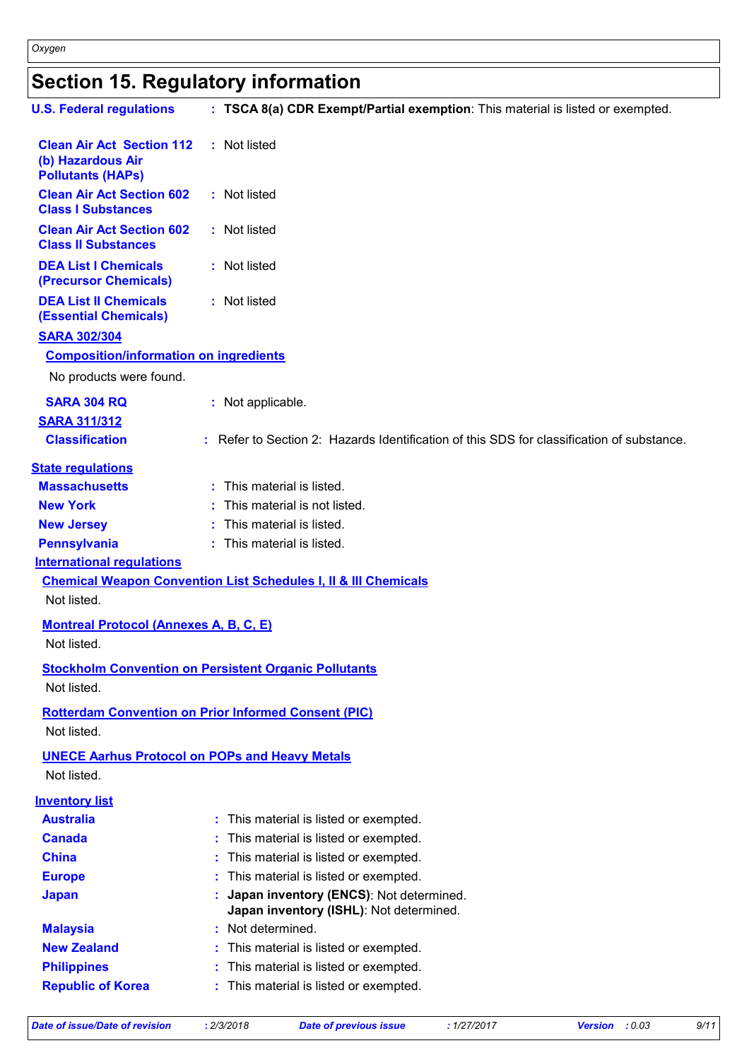# Section 15. Regulatory information

**U.S. Federal regulations** : **TSCA 8(a) CDR Exempt/Partial exemption**: This material is listed or exempted.

**Clean Air Act Section 112 (b) Hazardous Air Pollutants (HAPs)** : Not listed

**Clean Air Act Section 602 Class I Substances** : Not listed

**Clean Air Act Section 602 Class II Substances** : Not listed

**DEA List I Chemicals (Precursor Chemicals)** : Not listed

**DEA List II Chemicals (Essential Chemicals)** : Not listed

**SARA 302/304**

**Composition/information on ingredients**

No products were found.

**SARA 304 RQ** : Not applicable.

**SARA 311/312**

**Classification** : Refer to Section 2: Hazards Identification of this SDS for classification of substance.

**State regulations**

**Massachusetts** : This material is listed.

**New York** : This material is not listed.

**New Jersey** : This material is listed.

**Pennsylvania** : This material is listed.

**International regulations**

**Chemical Weapon Convention List Schedules I, II & III Chemicals**

Not listed.

**Montreal Protocol (Annexes A, B, C, E)**

Not listed.

**Stockholm Convention on Persistent Organic Pollutants**

Not listed.

**Rotterdam Convention on Prior Informed Consent (PIC)**

Not listed.

**UNECE Aarhus Protocol on POPs and Heavy Metals**

Not listed.

**Inventory list**

**Australia** : This material is listed or exempted.

**Canada** : This material is listed or exempted.

**China** : This material is listed or exempted.

**Europe** : This material is listed or exempted.

**Japan** : **Japan inventory (ENCS)**: Not determined.
**Japan inventory (ISHL)**: Not determined.

**Malaysia** : Not determined.

**New Zealand** : This material is listed or exempted.

**Philippines** : This material is listed or exempted.

**Republic of Korea** : This material is listed or exempted.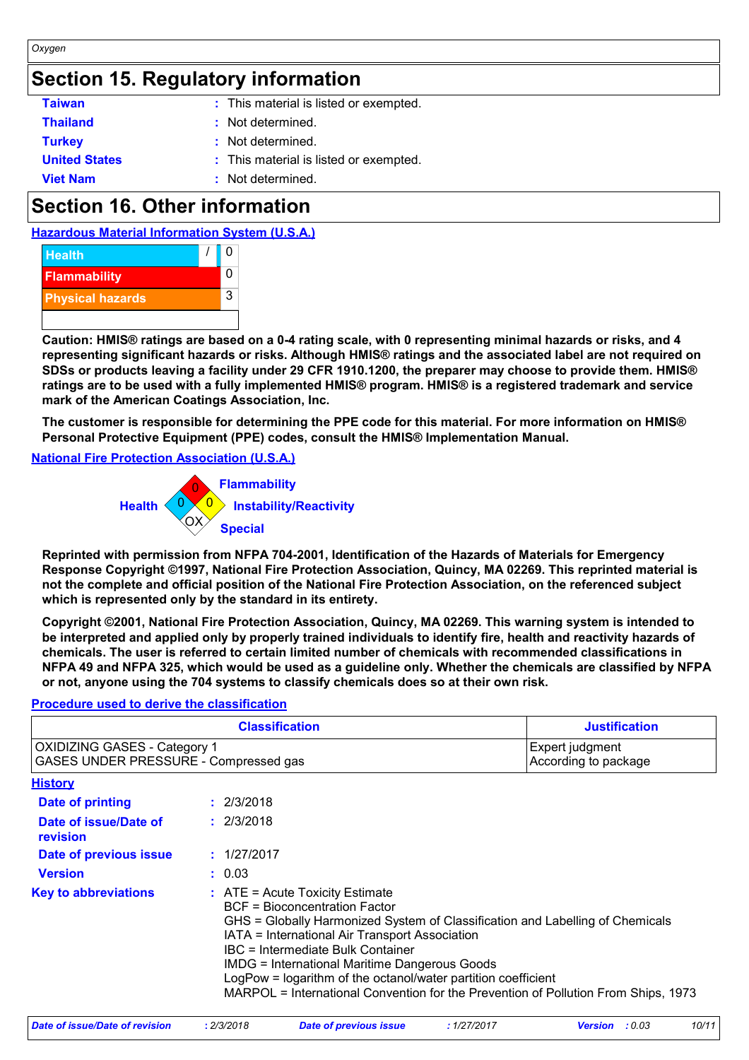## Section 15. Regulatory information

| | | |
|---|---|---|
| **Taiwan** | : | This material is listed or exempted. |
| **Thailand** | : | Not determined. |
| **Turkey** | : | Not determined. |
| **United States** | : | This material is listed or exempted. |
| **Viet Nam** | : | Not determined. |

## Section 16. Other information

**Hazardous Material Information System (U.S.A.)**

| | |
|---|---|
| Health | / 0 |
| Flammability | 0 |
| Physical hazards | 3 |

**Caution: HMIS® ratings are based on a 0-4 rating scale, with 0 representing minimal hazards or risks, and 4 representing significant hazards or risks. Although HMIS® ratings and the associated label are not required on SDSs or products leaving a facility under 29 CFR 1910.1200, the preparer may choose to provide them. HMIS® ratings are to be used with a fully implemented HMIS® program. HMIS® is a registered trademark and service mark of the American Coatings Association, Inc.**

**The customer is responsible for determining the PPE code for this material. For more information on HMIS® Personal Protective Equipment (PPE) codes, consult the HMIS® Implementation Manual.**

**National Fire Protection Association (U.S.A.)**

- Health: 0
- Flammability: 0
- Instability/Reactivity: 0
- Special: OX

**Reprinted with permission from NFPA 704-2001, Identification of the Hazards of Materials for Emergency Response Copyright ©1997, National Fire Protection Association, Quincy, MA 02269. This reprinted material is not the complete and official position of the National Fire Protection Association, on the referenced subject which is represented only by the standard in its entirety.**

**Copyright ©2001, National Fire Protection Association, Quincy, MA 02269. This warning system is intended to be interpreted and applied only by properly trained individuals to identify fire, health and reactivity hazards of chemicals. The user is referred to certain limited number of chemicals with recommended classifications in NFPA 49 and NFPA 325, which would be used as a guideline only. Whether the chemicals are classified by NFPA or not, anyone using the 704 systems to classify chemicals does so at their own risk.**

**Procedure used to derive the classification**

| Classification | Justification |
|---|---|
| OXIDIZING GASES - Category 1 | Expert judgment |
| GASES UNDER PRESSURE - Compressed gas | According to package |

**History**

| | | |
|---|---|---|
| **Date of printing** | : | 2/3/2018 |
| **Date of issue/Date of revision** | : | 2/3/2018 |
| **Date of previous issue** | : | 1/27/2017 |
| **Version** | : | 0.03 |

**Key to abbreviations** : ATE = Acute Toxicity Estimate
BCF = Bioconcentration Factor
GHS = Globally Harmonized System of Classification and Labelling of Chemicals
IATA = International Air Transport Association
IBC = Intermediate Bulk Container
IMDG = International Maritime Dangerous Goods
LogPow = logarithm of the octanol/water partition coefficient
MARPOL = International Convention for the Prevention of Pollution From Ships, 1973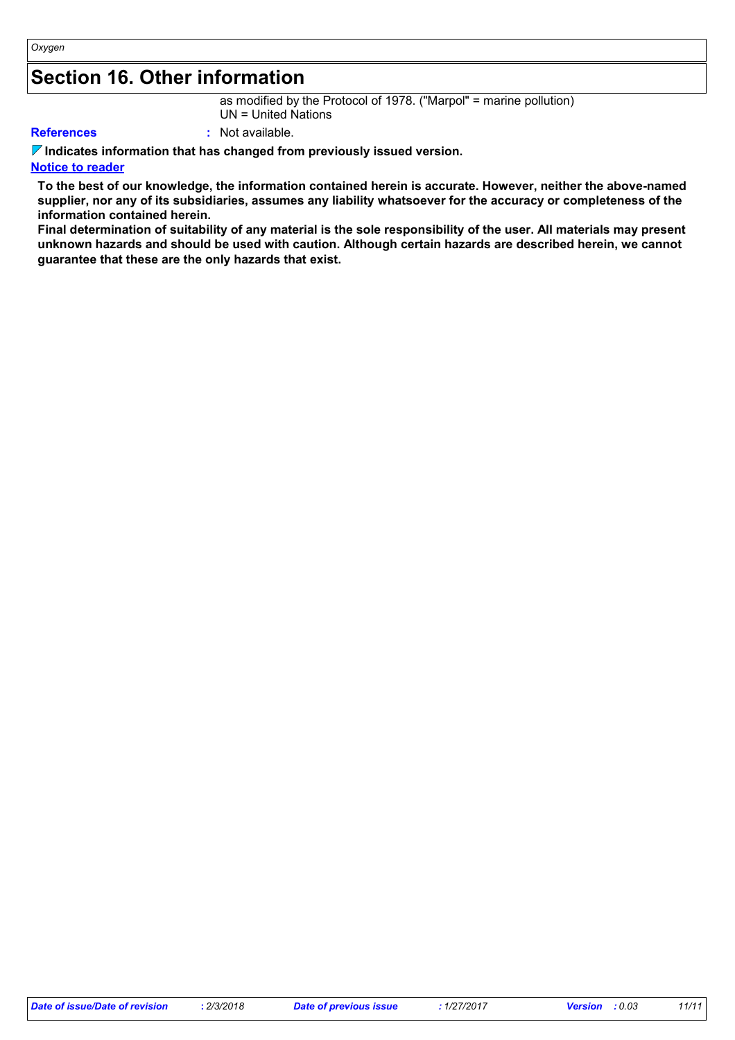# Section 16. Other information

as modified by the Protocol of 1978. ("Marpol" = marine pollution)
UN = United Nations

**References** : Not available.

**Indicates information that has changed from previously issued version.**

**Notice to reader**

**To the best of our knowledge, the information contained herein is accurate. However, neither the above-named supplier, nor any of its subsidiaries, assumes any liability whatsoever for the accuracy or completeness of the information contained herein.**

**Final determination of suitability of any material is the sole responsibility of the user. All materials may present unknown hazards and should be used with caution. Although certain hazards are described herein, we cannot guarantee that these are the only hazards that exist.**